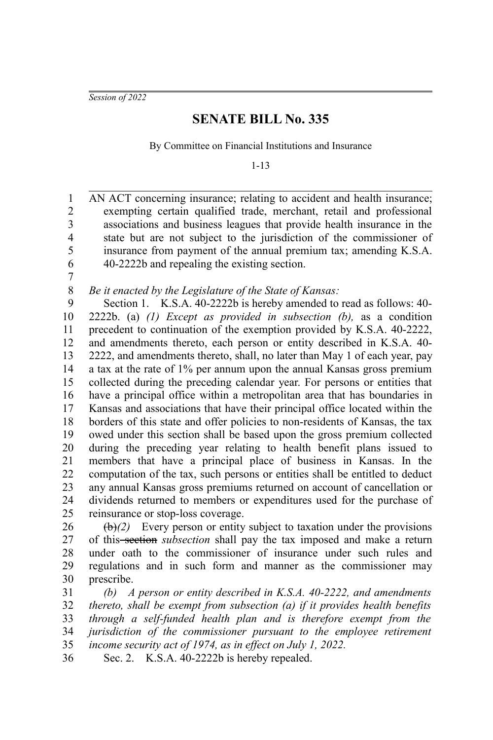*Session of 2022*

# SENATE BILL No. 335

By Committee on Financial Institutions and Insurance

1-13

AN ACT concerning insurance; relating to accident and health insurance; exempting certain qualified trade, merchant, retail and professional associations and business leagues that provide health insurance in the state but are not subject to the jurisdiction of the commissioner of insurance from payment of the annual premium tax; amending K.S.A. 40-2222b and repealing the existing section.

*Be it enacted by the Legislature of the State of Kansas:*

Section 1. K.S.A. 40-2222b is hereby amended to read as follows: 40-2222b. (a) *(1) Except as provided in subsection (b),* as a condition precedent to continuation of the exemption provided by K.S.A. 40-2222, and amendments thereto, each person or entity described in K.S.A. 40-2222, and amendments thereto, shall, no later than May 1 of each year, pay a tax at the rate of 1% per annum upon the annual Kansas gross premium collected during the preceding calendar year. For persons or entities that have a principal office within a metropolitan area that has boundaries in Kansas and associations that have their principal office located within the borders of this state and offer policies to non-residents of Kansas, the tax owed under this section shall be based upon the gross premium collected during the preceding year relating to health benefit plans issued to members that have a principal place of business in Kansas. In the computation of the tax, such persons or entities shall be entitled to deduct any annual Kansas gross premiums returned on account of cancellation or dividends returned to members or expenditures used for the purchase of reinsurance or stop-loss coverage.

~~(b)~~*(2)* Every person or entity subject to taxation under the provisions of this ~~section~~ *subsection* shall pay the tax imposed and make a return under oath to the commissioner of insurance under such rules and regulations and in such form and manner as the commissioner may prescribe.

*(b) A person or entity described in K.S.A. 40-2222, and amendments thereto, shall be exempt from subsection (a) if it provides health benefits through a self-funded health plan and is therefore exempt from the jurisdiction of the commissioner pursuant to the employee retirement income security act of 1974, as in effect on July 1, 2022.*

Sec. 2. K.S.A. 40-2222b is hereby repealed.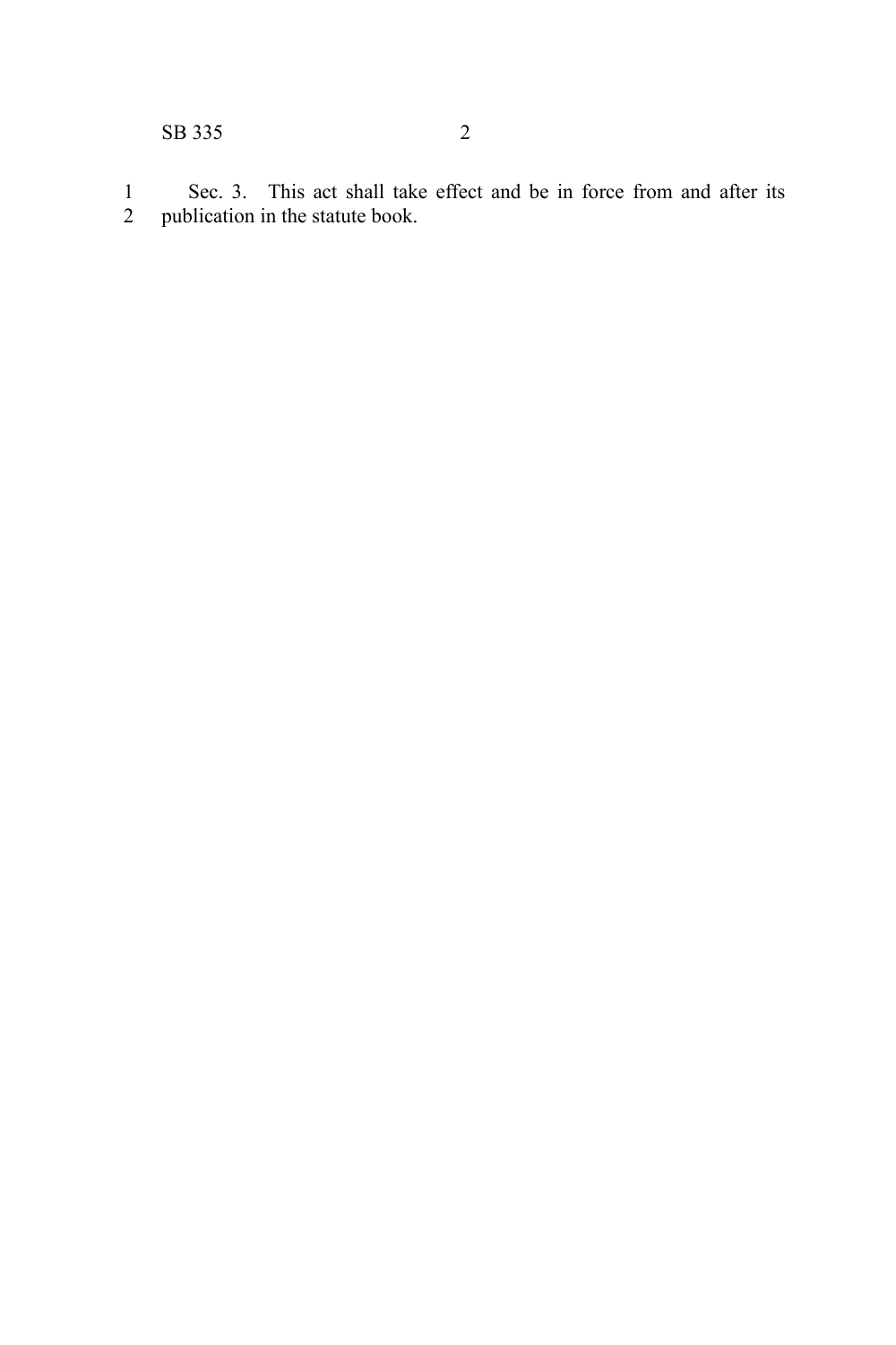Sec. 3. This act shall take effect and be in force from and after its publication in the statute book.